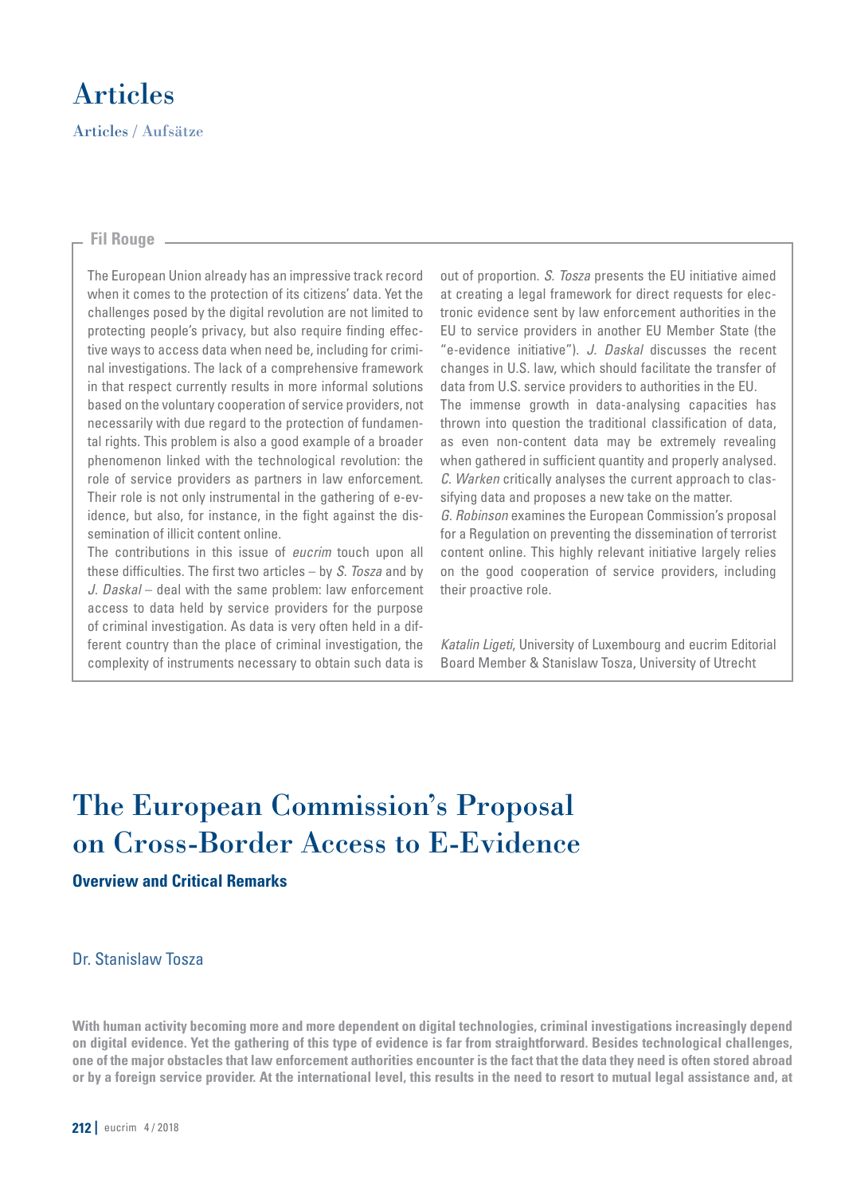# Articles

Articles / Aufsätze

## Fil Rouge

The European Union already has an impressive track record when it comes to the protection of its citizens' data. Yet the challenges posed by the digital revolution are not limited to protecting people's privacy, but also require finding effective ways to access data when need be, including for criminal investigations. The lack of a comprehensive framework in that respect currently results in more informal solutions based on the voluntary cooperation of service providers, not necessarily with due regard to the protection of fundamental rights. This problem is also a good example of a broader phenomenon linked with the technological revolution: the role of service providers as partners in law enforcement. Their role is not only instrumental in the gathering of e-evidence, but also, for instance, in the fight against the dissemination of illicit content online.

The contributions in this issue of *eucrim* touch upon all these difficulties. The first two articles – by *S. Tosza* and by *J. Daskal* – deal with the same problem: law enforcement access to data held by service providers for the purpose of criminal investigation. As data is very often held in a different country than the place of criminal investigation, the complexity of instruments necessary to obtain such data is out of proportion. *S. Tosza* presents the EU initiative aimed at creating a legal framework for direct requests for electronic evidence sent by law enforcement authorities in the EU to service providers in another EU Member State (the "e-evidence initiative"). *J. Daskal* discusses the recent changes in U.S. law, which should facilitate the transfer of data from U.S. service providers to authorities in the EU.

The immense growth in data-analysing capacities has thrown into question the traditional classification of data, as even non-content data may be extremely revealing when gathered in sufficient quantity and properly analysed. *C. Warken* critically analyses the current approach to classifying data and proposes a new take on the matter.

*G. Robinson* examines the European Commission's proposal for a Regulation on preventing the dissemination of terrorist content online. This highly relevant initiative largely relies on the good cooperation of service providers, including their proactive role.

*Katalin Ligeti*, University of Luxembourg and eucrim Editorial Board Member & Stanislaw Tosza, University of Utrecht

# The European Commission's Proposal on Cross-Border Access to E-Evidence

## Overview and Critical Remarks

Dr. Stanislaw Tosza

**With human activity becoming more and more dependent on digital technologies, criminal investigations increasingly depend on digital evidence. Yet the gathering of this type of evidence is far from straightforward. Besides technological challenges, one of the major obstacles that law enforcement authorities encounter is the fact that the data they need is often stored abroad or by a foreign service provider. At the international level, this results in the need to resort to mutual legal assistance and, at**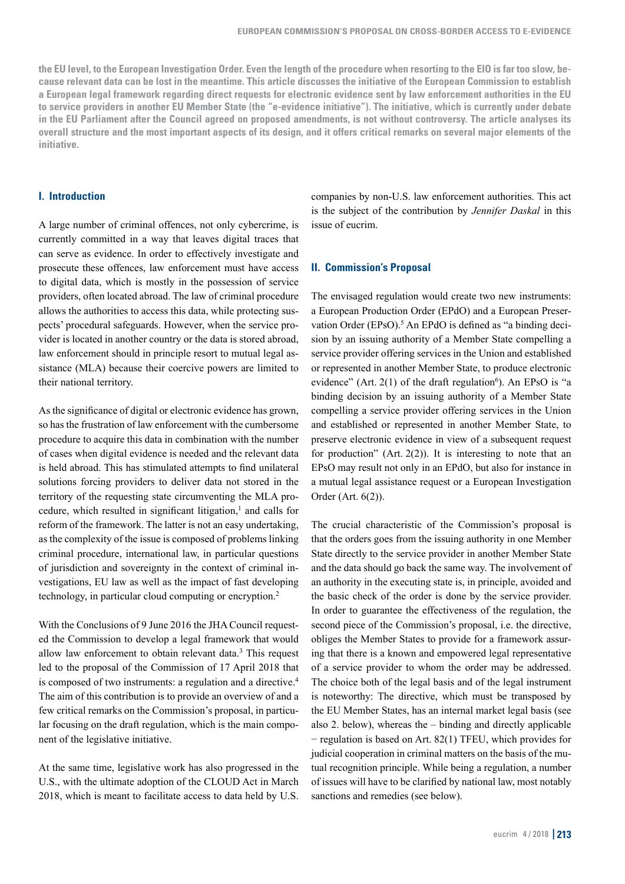**the EU level, to the European Investigation Order. Even the length of the procedure when resorting to the EIO is far too slow, because relevant data can be lost in the meantime. This article discusses the initiative of the European Commission to establish a European legal framework regarding direct requests for electronic evidence sent by law enforcement authorities in the EU to service providers in another EU Member State (the "e-evidence initiative"). The initiative, which is currently under debate in the EU Parliament after the Council agreed on proposed amendments, is not without controversy. The article analyses its overall structure and the most important aspects of its design, and it offers critical remarks on several major elements of the initiative.**

## I. Introduction

A large number of criminal offences, not only cybercrime, is currently committed in a way that leaves digital traces that can serve as evidence. In order to effectively investigate and prosecute these offences, law enforcement must have access to digital data, which is mostly in the possession of service providers, often located abroad. The law of criminal procedure allows the authorities to access this data, while protecting suspects' procedural safeguards. However, when the service provider is located in another country or the data is stored abroad, law enforcement should in principle resort to mutual legal assistance (MLA) because their coercive powers are limited to their national territory.

As the significance of digital or electronic evidence has grown, so has the frustration of law enforcement with the cumbersome procedure to acquire this data in combination with the number of cases when digital evidence is needed and the relevant data is held abroad. This has stimulated attempts to find unilateral solutions forcing providers to deliver data not stored in the territory of the requesting state circumventing the MLA procedure, which resulted in significant litigation,[1] and calls for reform of the framework. The latter is not an easy undertaking, as the complexity of the issue is composed of problems linking criminal procedure, international law, in particular questions of jurisdiction and sovereignty in the context of criminal investigations, EU law as well as the impact of fast developing technology, in particular cloud computing or encryption.[2]

With the Conclusions of 9 June 2016 the JHA Council requested the Commission to develop a legal framework that would allow law enforcement to obtain relevant data.[3] This request led to the proposal of the Commission of 17 April 2018 that is composed of two instruments: a regulation and a directive.[4] The aim of this contribution is to provide an overview of and a few critical remarks on the Commission's proposal, in particular focusing on the draft regulation, which is the main component of the legislative initiative.

At the same time, legislative work has also progressed in the U.S., with the ultimate adoption of the CLOUD Act in March 2018, which is meant to facilitate access to data held by U.S. companies by non-U.S. law enforcement authorities. This act is the subject of the contribution by *Jennifer Daskal* in this issue of eucrim.

## II. Commission's Proposal

The envisaged regulation would create two new instruments: a European Production Order (EPdO) and a European Preservation Order (EPsO).[5] An EPdO is defined as "a binding decision by an issuing authority of a Member State compelling a service provider offering services in the Union and established or represented in another Member State, to produce electronic evidence" (Art. 2(1) of the draft regulation[6]). An EPsO is "a binding decision by an issuing authority of a Member State compelling a service provider offering services in the Union and established or represented in another Member State, to preserve electronic evidence in view of a subsequent request for production" (Art. 2(2)). It is interesting to note that an EPsO may result not only in an EPdO, but also for instance in a mutual legal assistance request or a European Investigation Order (Art. 6(2)).

The crucial characteristic of the Commission's proposal is that the orders goes from the issuing authority in one Member State directly to the service provider in another Member State and the data should go back the same way. The involvement of an authority in the executing state is, in principle, avoided and the basic check of the order is done by the service provider. In order to guarantee the effectiveness of the regulation, the second piece of the Commission's proposal, i.e. the directive, obliges the Member States to provide for a framework assuring that there is a known and empowered legal representative of a service provider to whom the order may be addressed. The choice both of the legal basis and of the legal instrument is noteworthy: The directive, which must be transposed by the EU Member States, has an internal market legal basis (see also 2. below), whereas the – binding and directly applicable – regulation is based on Art. 82(1) TFEU, which provides for judicial cooperation in criminal matters on the basis of the mutual recognition principle. While being a regulation, a number of issues will have to be clarified by national law, most notably sanctions and remedies (see below).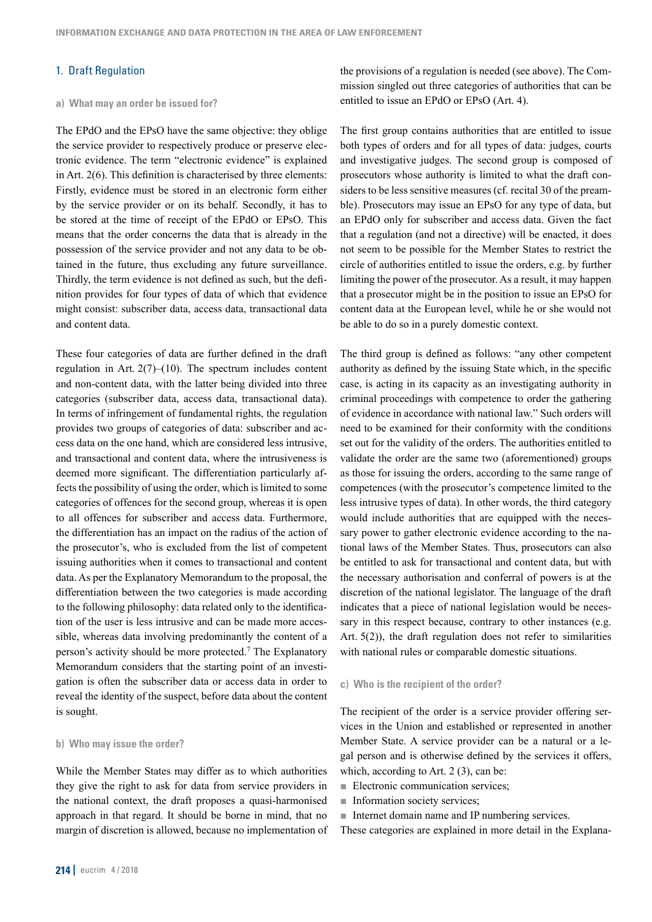## 1. Draft Regulation

### a) What may an order be issued for?

The EPdO and the EPsO have the same objective: they oblige the service provider to respectively produce or preserve electronic evidence. The term "electronic evidence" is explained in Art. 2(6). This definition is characterised by three elements: Firstly, evidence must be stored in an electronic form either by the service provider or on its behalf. Secondly, it has to be stored at the time of receipt of the EPdO or EPsO. This means that the order concerns the data that is already in the possession of the service provider and not any data to be obtained in the future, thus excluding any future surveillance. Thirdly, the term evidence is not defined as such, but the definition provides for four types of data of which that evidence might consist: subscriber data, access data, transactional data and content data.

These four categories of data are further defined in the draft regulation in Art. 2(7)–(10). The spectrum includes content and non-content data, with the latter being divided into three categories (subscriber data, access data, transactional data). In terms of infringement of fundamental rights, the regulation provides two groups of categories of data: subscriber and access data on the one hand, which are considered less intrusive, and transactional and content data, where the intrusiveness is deemed more significant. The differentiation particularly affects the possibility of using the order, which is limited to some categories of offences for the second group, whereas it is open to all offences for subscriber and access data. Furthermore, the differentiation has an impact on the radius of the action of the prosecutor's, who is excluded from the list of competent issuing authorities when it comes to transactional and content data. As per the Explanatory Memorandum to the proposal, the differentiation between the two categories is made according to the following philosophy: data related only to the identification of the user is less intrusive and can be made more accessible, whereas data involving predominantly the content of a person's activity should be more protected.[7] The Explanatory Memorandum considers that the starting point of an investigation is often the subscriber data or access data in order to reveal the identity of the suspect, before data about the content is sought.

### b) Who may issue the order?

While the Member States may differ as to which authorities they give the right to ask for data from service providers in the national context, the draft proposes a quasi-harmonised approach in that regard. It should be borne in mind, that no margin of discretion is allowed, because no implementation of the provisions of a regulation is needed (see above). The Commission singled out three categories of authorities that can be entitled to issue an EPdO or EPsO (Art. 4).

The first group contains authorities that are entitled to issue both types of orders and for all types of data: judges, courts and investigative judges. The second group is composed of prosecutors whose authority is limited to what the draft considers to be less sensitive measures (cf. recital 30 of the preamble). Prosecutors may issue an EPsO for any type of data, but an EPdO only for subscriber and access data. Given the fact that a regulation (and not a directive) will be enacted, it does not seem to be possible for the Member States to restrict the circle of authorities entitled to issue the orders, e.g. by further limiting the power of the prosecutor. As a result, it may happen that a prosecutor might be in the position to issue an EPsO for content data at the European level, while he or she would not be able to do so in a purely domestic context.

The third group is defined as follows: "any other competent authority as defined by the issuing State which, in the specific case, is acting in its capacity as an investigating authority in criminal proceedings with competence to order the gathering of evidence in accordance with national law." Such orders will need to be examined for their conformity with the conditions set out for the validity of the orders. The authorities entitled to validate the order are the same two (aforementioned) groups as those for issuing the orders, according to the same range of competences (with the prosecutor's competence limited to the less intrusive types of data). In other words, the third category would include authorities that are equipped with the necessary power to gather electronic evidence according to the national laws of the Member States. Thus, prosecutors can also be entitled to ask for transactional and content data, but with the necessary authorisation and conferral of powers is at the discretion of the national legislator. The language of the draft indicates that a piece of national legislation would be necessary in this respect because, contrary to other instances (e.g. Art. 5(2)), the draft regulation does not refer to similarities with national rules or comparable domestic situations.

### c) Who is the recipient of the order?

The recipient of the order is a service provider offering services in the Union and established or represented in another Member State. A service provider can be a natural or a legal person and is otherwise defined by the services it offers, which, according to Art. 2 (3), can be:

- Electronic communication services;
- Information society services;
- Internet domain name and IP numbering services.

These categories are explained in more detail in the Explana-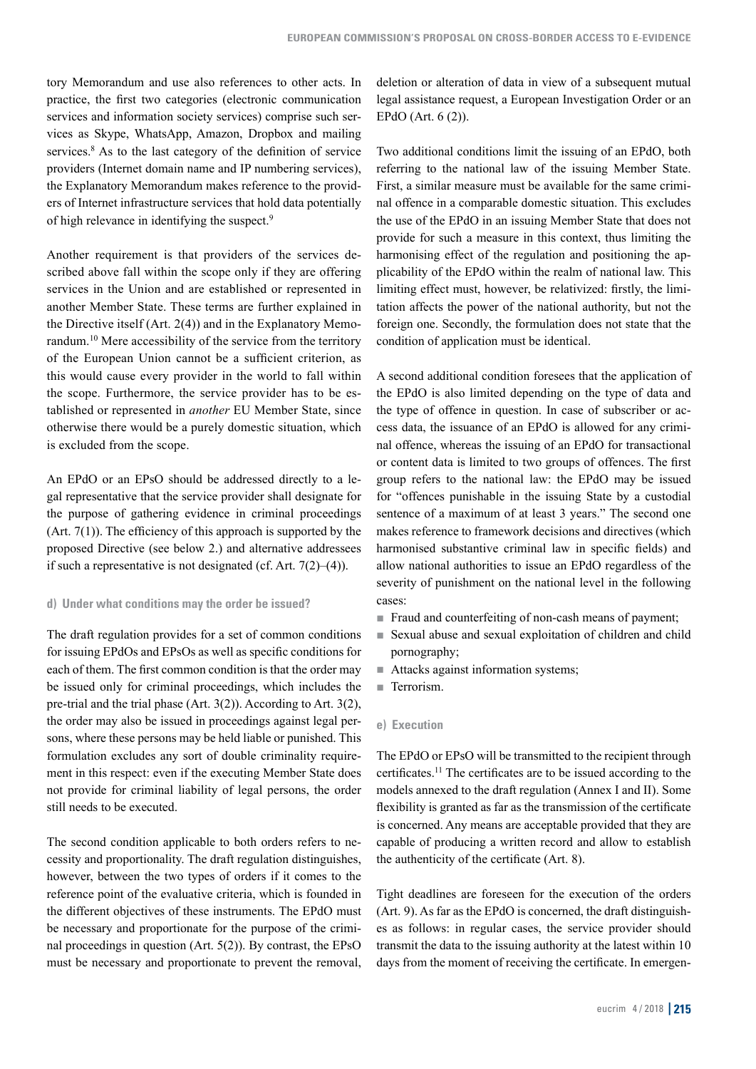tory Memorandum and use also references to other acts. In practice, the first two categories (electronic communication services and information society services) comprise such services as Skype, WhatsApp, Amazon, Dropbox and mailing services.[8] As to the last category of the definition of service providers (Internet domain name and IP numbering services), the Explanatory Memorandum makes reference to the providers of Internet infrastructure services that hold data potentially of high relevance in identifying the suspect.[9]

Another requirement is that providers of the services described above fall within the scope only if they are offering services in the Union and are established or represented in another Member State. These terms are further explained in the Directive itself (Art. 2(4)) and in the Explanatory Memorandum.[10] Mere accessibility of the service from the territory of the European Union cannot be a sufficient criterion, as this would cause every provider in the world to fall within the scope. Furthermore, the service provider has to be established or represented in *another* EU Member State, since otherwise there would be a purely domestic situation, which is excluded from the scope.

An EPdO or an EPsO should be addressed directly to a legal representative that the service provider shall designate for the purpose of gathering evidence in criminal proceedings (Art. 7(1)). The efficiency of this approach is supported by the proposed Directive (see below 2.) and alternative addressees if such a representative is not designated (cf. Art. 7(2)–(4)).

#### d) Under what conditions may the order be issued?

The draft regulation provides for a set of common conditions for issuing EPdOs and EPsOs as well as specific conditions for each of them. The first common condition is that the order may be issued only for criminal proceedings, which includes the pre-trial and the trial phase (Art. 3(2)). According to Art. 3(2), the order may also be issued in proceedings against legal persons, where these persons may be held liable or punished. This formulation excludes any sort of double criminality requirement in this respect: even if the executing Member State does not provide for criminal liability of legal persons, the order still needs to be executed.

The second condition applicable to both orders refers to necessity and proportionality. The draft regulation distinguishes, however, between the two types of orders if it comes to the reference point of the evaluative criteria, which is founded in the different objectives of these instruments. The EPdO must be necessary and proportionate for the purpose of the criminal proceedings in question (Art. 5(2)). By contrast, the EPsO must be necessary and proportionate to prevent the removal, deletion or alteration of data in view of a subsequent mutual legal assistance request, a European Investigation Order or an EPdO (Art. 6 (2)).

Two additional conditions limit the issuing of an EPdO, both referring to the national law of the issuing Member State. First, a similar measure must be available for the same criminal offence in a comparable domestic situation. This excludes the use of the EPdO in an issuing Member State that does not provide for such a measure in this context, thus limiting the harmonising effect of the regulation and positioning the applicability of the EPdO within the realm of national law. This limiting effect must, however, be relativized: firstly, the limitation affects the power of the national authority, but not the foreign one. Secondly, the formulation does not state that the condition of application must be identical.

A second additional condition foresees that the application of the EPdO is also limited depending on the type of data and the type of offence in question. In case of subscriber or access data, the issuance of an EPdO is allowed for any criminal offence, whereas the issuing of an EPdO for transactional or content data is limited to two groups of offences. The first group refers to the national law: the EPdO may be issued for "offences punishable in the issuing State by a custodial sentence of a maximum of at least 3 years." The second one makes reference to framework decisions and directives (which harmonised substantive criminal law in specific fields) and allow national authorities to issue an EPdO regardless of the severity of punishment on the national level in the following cases:

- Fraud and counterfeiting of non-cash means of payment;
- Sexual abuse and sexual exploitation of children and child pornography;
- Attacks against information systems;
- Terrorism.

#### e) Execution

The EPdO or EPsO will be transmitted to the recipient through certificates.[11] The certificates are to be issued according to the models annexed to the draft regulation (Annex I and II). Some flexibility is granted as far as the transmission of the certificate is concerned. Any means are acceptable provided that they are capable of producing a written record and allow to establish the authenticity of the certificate (Art. 8).

Tight deadlines are foreseen for the execution of the orders (Art. 9). As far as the EPdO is concerned, the draft distinguishes as follows: in regular cases, the service provider should transmit the data to the issuing authority at the latest within 10 days from the moment of receiving the certificate. In emergen-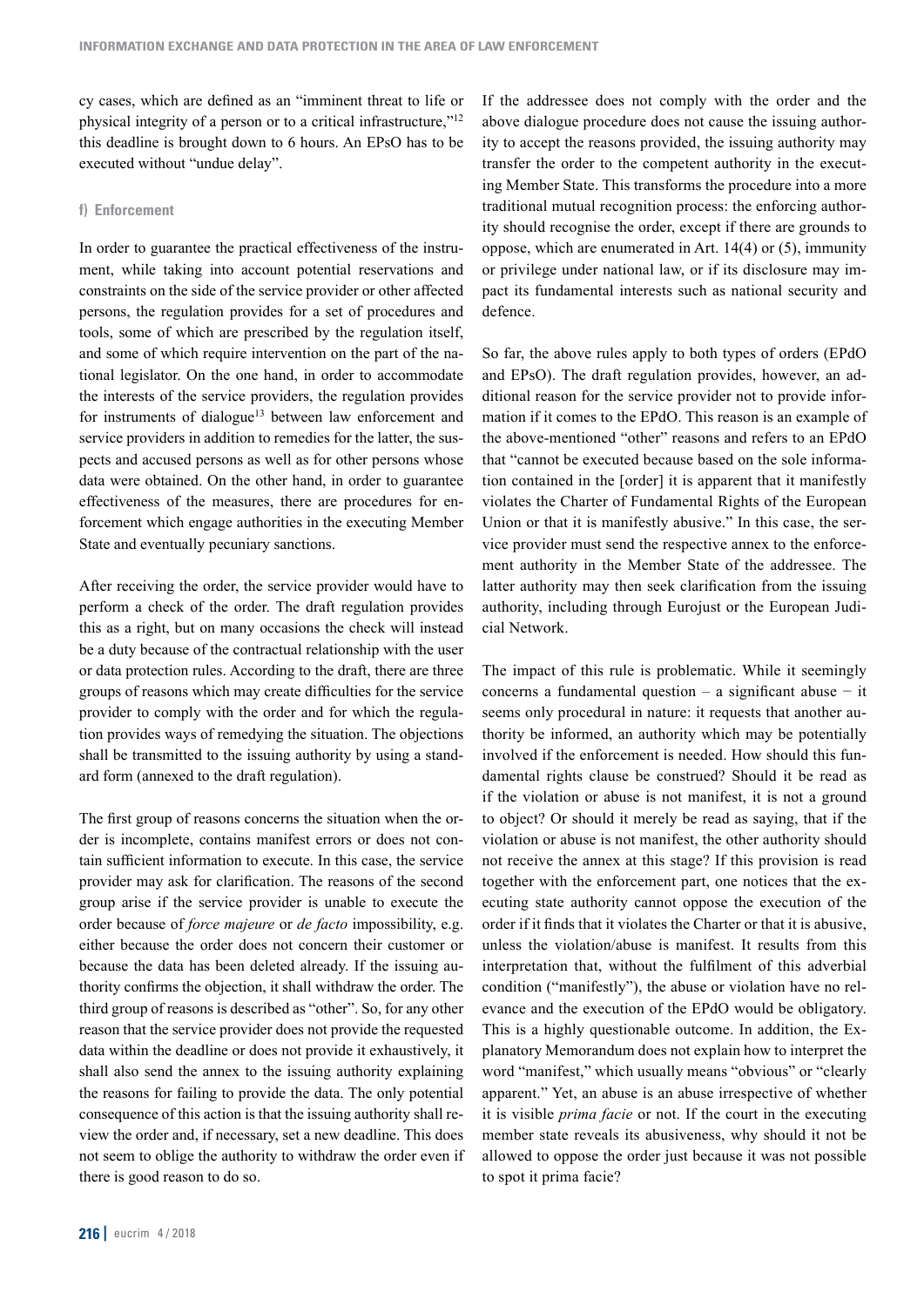cy cases, which are defined as an "imminent threat to life or physical integrity of a person or to a critical infrastructure,"[12] this deadline is brought down to 6 hours. An EPsO has to be executed without "undue delay".

#### f) Enforcement

In order to guarantee the practical effectiveness of the instrument, while taking into account potential reservations and constraints on the side of the service provider or other affected persons, the regulation provides for a set of procedures and tools, some of which are prescribed by the regulation itself, and some of which require intervention on the part of the national legislator. On the one hand, in order to accommodate the interests of the service providers, the regulation provides for instruments of dialogue[13] between law enforcement and service providers in addition to remedies for the latter, the suspects and accused persons as well as for other persons whose data were obtained. On the other hand, in order to guarantee effectiveness of the measures, there are procedures for enforcement which engage authorities in the executing Member State and eventually pecuniary sanctions.

After receiving the order, the service provider would have to perform a check of the order. The draft regulation provides this as a right, but on many occasions the check will instead be a duty because of the contractual relationship with the user or data protection rules. According to the draft, there are three groups of reasons which may create difficulties for the service provider to comply with the order and for which the regulation provides ways of remedying the situation. The objections shall be transmitted to the issuing authority by using a standard form (annexed to the draft regulation).

The first group of reasons concerns the situation when the order is incomplete, contains manifest errors or does not contain sufficient information to execute. In this case, the service provider may ask for clarification. The reasons of the second group arise if the service provider is unable to execute the order because of *force majeure* or *de facto* impossibility, e.g. either because the order does not concern their customer or because the data has been deleted already. If the issuing authority confirms the objection, it shall withdraw the order. The third group of reasons is described as "other". So, for any other reason that the service provider does not provide the requested data within the deadline or does not provide it exhaustively, it shall also send the annex to the issuing authority explaining the reasons for failing to provide the data. The only potential consequence of this action is that the issuing authority shall review the order and, if necessary, set a new deadline. This does not seem to oblige the authority to withdraw the order even if there is good reason to do so.

If the addressee does not comply with the order and the above dialogue procedure does not cause the issuing authority to accept the reasons provided, the issuing authority may transfer the order to the competent authority in the executing Member State. This transforms the procedure into a more traditional mutual recognition process: the enforcing authority should recognise the order, except if there are grounds to oppose, which are enumerated in Art. 14(4) or (5), immunity or privilege under national law, or if its disclosure may impact its fundamental interests such as national security and defence.

So far, the above rules apply to both types of orders (EPdO and EPsO). The draft regulation provides, however, an additional reason for the service provider not to provide information if it comes to the EPdO. This reason is an example of the above-mentioned "other" reasons and refers to an EPdO that "cannot be executed because based on the sole information contained in the [order] it is apparent that it manifestly violates the Charter of Fundamental Rights of the European Union or that it is manifestly abusive." In this case, the service provider must send the respective annex to the enforcement authority in the Member State of the addressee. The latter authority may then seek clarification from the issuing authority, including through Eurojust or the European Judicial Network.

The impact of this rule is problematic. While it seemingly concerns a fundamental question – a significant abuse − it seems only procedural in nature: it requests that another authority be informed, an authority which may be potentially involved if the enforcement is needed. How should this fundamental rights clause be construed? Should it be read as if the violation or abuse is not manifest, it is not a ground to object? Or should it merely be read as saying, that if the violation or abuse is not manifest, the other authority should not receive the annex at this stage? If this provision is read together with the enforcement part, one notices that the executing state authority cannot oppose the execution of the order if it finds that it violates the Charter or that it is abusive, unless the violation/abuse is manifest. It results from this interpretation that, without the fulfilment of this adverbial condition ("manifestly"), the abuse or violation have no relevance and the execution of the EPdO would be obligatory. This is a highly questionable outcome. In addition, the Explanatory Memorandum does not explain how to interpret the word "manifest," which usually means "obvious" or "clearly apparent." Yet, an abuse is an abuse irrespective of whether it is visible *prima facie* or not. If the court in the executing member state reveals its abusiveness, why should it not be allowed to oppose the order just because it was not possible to spot it prima facie?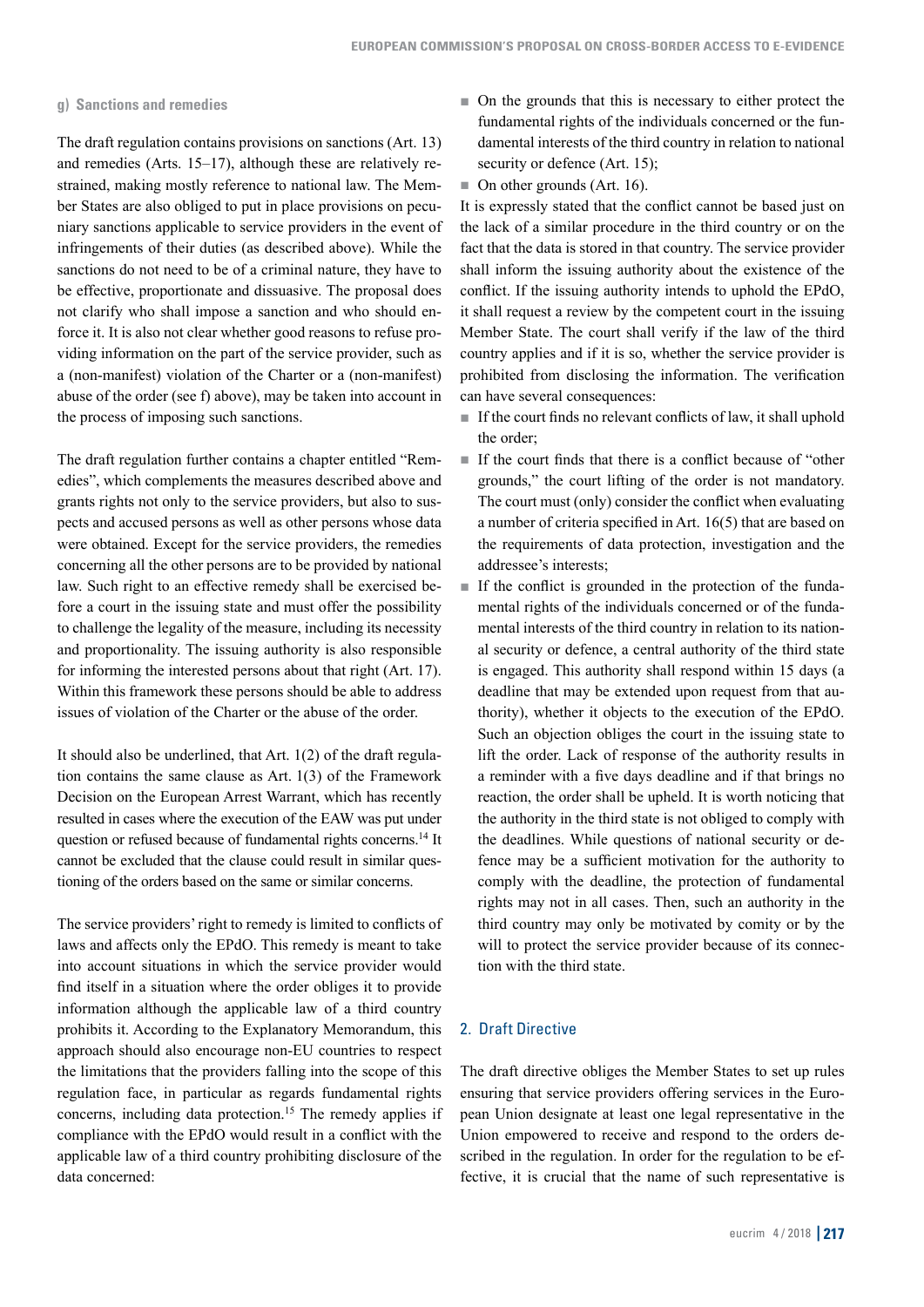### g) Sanctions and remedies

The draft regulation contains provisions on sanctions (Art. 13) and remedies (Arts. 15–17), although these are relatively restrained, making mostly reference to national law. The Member States are also obliged to put in place provisions on pecuniary sanctions applicable to service providers in the event of infringements of their duties (as described above). While the sanctions do not need to be of a criminal nature, they have to be effective, proportionate and dissuasive. The proposal does not clarify who shall impose a sanction and who should enforce it. It is also not clear whether good reasons to refuse providing information on the part of the service provider, such as a (non-manifest) violation of the Charter or a (non-manifest) abuse of the order (see f) above), may be taken into account in the process of imposing such sanctions.

The draft regulation further contains a chapter entitled "Remedies", which complements the measures described above and grants rights not only to the service providers, but also to suspects and accused persons as well as other persons whose data were obtained. Except for the service providers, the remedies concerning all the other persons are to be provided by national law. Such right to an effective remedy shall be exercised before a court in the issuing state and must offer the possibility to challenge the legality of the measure, including its necessity and proportionality. The issuing authority is also responsible for informing the interested persons about that right (Art. 17). Within this framework these persons should be able to address issues of violation of the Charter or the abuse of the order.

It should also be underlined, that Art. 1(2) of the draft regulation contains the same clause as Art. 1(3) of the Framework Decision on the European Arrest Warrant, which has recently resulted in cases where the execution of the EAW was put under question or refused because of fundamental rights concerns.[14] It cannot be excluded that the clause could result in similar questioning of the orders based on the same or similar concerns.

The service providers' right to remedy is limited to conflicts of laws and affects only the EPdO. This remedy is meant to take into account situations in which the service provider would find itself in a situation where the order obliges it to provide information although the applicable law of a third country prohibits it. According to the Explanatory Memorandum, this approach should also encourage non-EU countries to respect the limitations that the providers falling into the scope of this regulation face, in particular as regards fundamental rights concerns, including data protection.[15] The remedy applies if compliance with the EPdO would result in a conflict with the applicable law of a third country prohibiting disclosure of the data concerned:

- On the grounds that this is necessary to either protect the fundamental rights of the individuals concerned or the fundamental interests of the third country in relation to national security or defence (Art. 15);
- On other grounds (Art. 16).

It is expressly stated that the conflict cannot be based just on the lack of a similar procedure in the third country or on the fact that the data is stored in that country. The service provider shall inform the issuing authority about the existence of the conflict. If the issuing authority intends to uphold the EPdO, it shall request a review by the competent court in the issuing Member State. The court shall verify if the law of the third country applies and if it is so, whether the service provider is prohibited from disclosing the information. The verification can have several consequences:

- If the court finds no relevant conflicts of law, it shall uphold the order;
- If the court finds that there is a conflict because of "other grounds," the court lifting of the order is not mandatory. The court must (only) consider the conflict when evaluating a number of criteria specified in Art. 16(5) that are based on the requirements of data protection, investigation and the addressee's interests;
- If the conflict is grounded in the protection of the fundamental rights of the individuals concerned or of the fundamental interests of the third country in relation to its national security or defence, a central authority of the third state is engaged. This authority shall respond within 15 days (a deadline that may be extended upon request from that authority), whether it objects to the execution of the EPdO. Such an objection obliges the court in the issuing state to lift the order. Lack of response of the authority results in a reminder with a five days deadline and if that brings no reaction, the order shall be upheld. It is worth noticing that the authority in the third state is not obliged to comply with the deadlines. While questions of national security or defence may be a sufficient motivation for the authority to comply with the deadline, the protection of fundamental rights may not in all cases. Then, such an authority in the third country may only be motivated by comity or by the will to protect the service provider because of its connection with the third state.

## 2. Draft Directive

The draft directive obliges the Member States to set up rules ensuring that service providers offering services in the European Union designate at least one legal representative in the Union empowered to receive and respond to the orders described in the regulation. In order for the regulation to be effective, it is crucial that the name of such representative is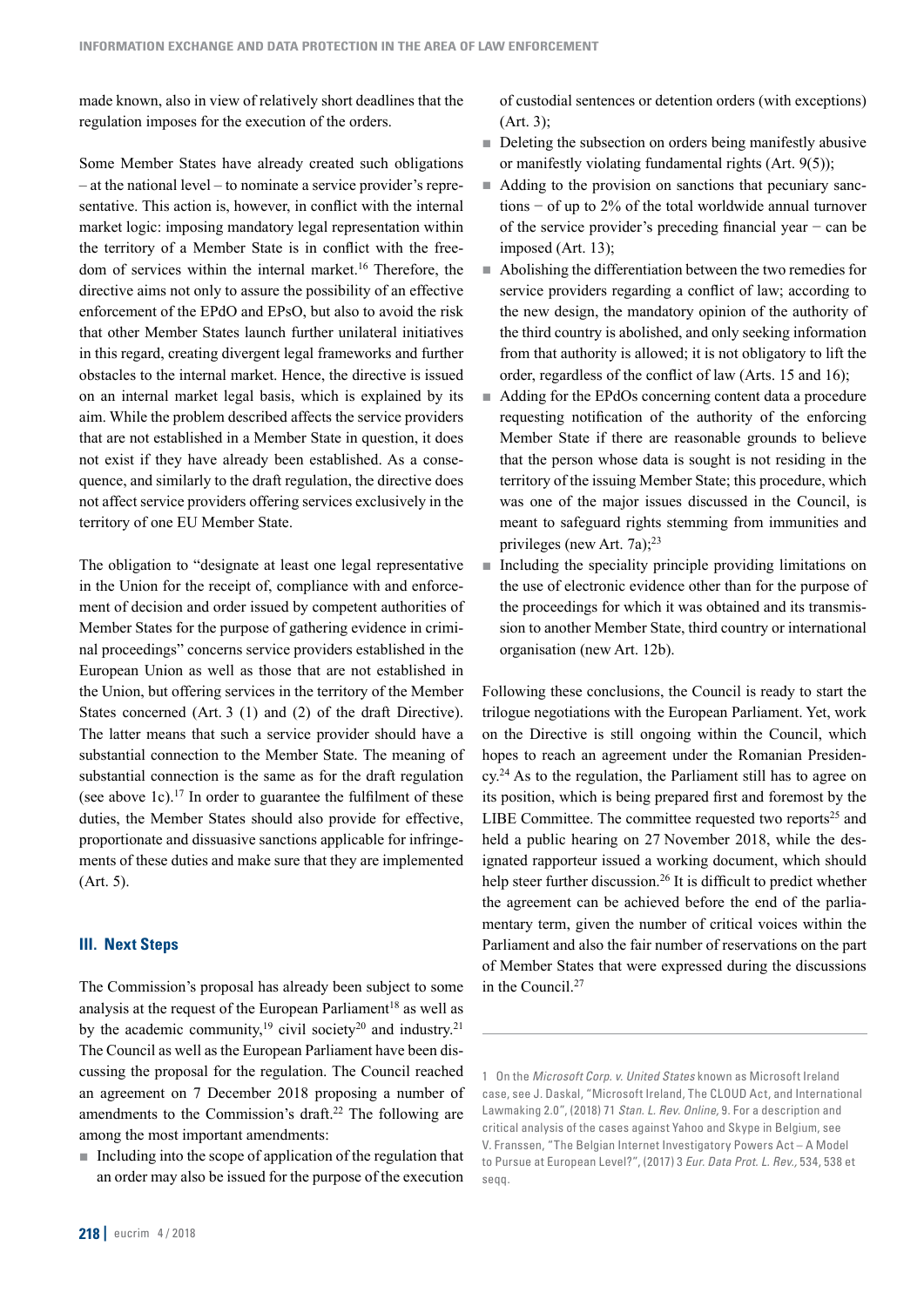made known, also in view of relatively short deadlines that the regulation imposes for the execution of the orders.

Some Member States have already created such obligations – at the national level – to nominate a service provider's representative. This action is, however, in conflict with the internal market logic: imposing mandatory legal representation within the territory of a Member State is in conflict with the freedom of services within the internal market.[16] Therefore, the directive aims not only to assure the possibility of an effective enforcement of the EPdO and EPsO, but also to avoid the risk that other Member States launch further unilateral initiatives in this regard, creating divergent legal frameworks and further obstacles to the internal market. Hence, the directive is issued on an internal market legal basis, which is explained by its aim. While the problem described affects the service providers that are not established in a Member State in question, it does not exist if they have already been established. As a consequence, and similarly to the draft regulation, the directive does not affect service providers offering services exclusively in the territory of one EU Member State.

The obligation to "designate at least one legal representative in the Union for the receipt of, compliance with and enforcement of decision and order issued by competent authorities of Member States for the purpose of gathering evidence in criminal proceedings" concerns service providers established in the European Union as well as those that are not established in the Union, but offering services in the territory of the Member States concerned (Art. 3 (1) and (2) of the draft Directive). The latter means that such a service provider should have a substantial connection to the Member State. The meaning of substantial connection is the same as for the draft regulation (see above 1c).[17] In order to guarantee the fulfilment of these duties, the Member States should also provide for effective, proportionate and dissuasive sanctions applicable for infringements of these duties and make sure that they are implemented (Art. 5).

## III. Next Steps

The Commission's proposal has already been subject to some analysis at the request of the European Parliament[18] as well as by the academic community,[19] civil society[20] and industry.[21] The Council as well as the European Parliament have been discussing the proposal for the regulation. The Council reached an agreement on 7 December 2018 proposing a number of amendments to the Commission's draft.[22] The following are among the most important amendments:

- Including into the scope of application of the regulation that an order may also be issued for the purpose of the execution of custodial sentences or detention orders (with exceptions) (Art. 3);
- Deleting the subsection on orders being manifestly abusive or manifestly violating fundamental rights (Art. 9(5));
- Adding to the provision on sanctions that pecuniary sanctions − of up to 2% of the total worldwide annual turnover of the service provider's preceding financial year − can be imposed (Art. 13);
- Abolishing the differentiation between the two remedies for service providers regarding a conflict of law; according to the new design, the mandatory opinion of the authority of the third country is abolished, and only seeking information from that authority is allowed; it is not obligatory to lift the order, regardless of the conflict of law (Arts. 15 and 16);
- Adding for the EPdOs concerning content data a procedure requesting notification of the authority of the enforcing Member State if there are reasonable grounds to believe that the person whose data is sought is not residing in the territory of the issuing Member State; this procedure, which was one of the major issues discussed in the Council, is meant to safeguard rights stemming from immunities and privileges (new Art. 7a);[23]
- Including the speciality principle providing limitations on the use of electronic evidence other than for the purpose of the proceedings for which it was obtained and its transmission to another Member State, third country or international organisation (new Art. 12b).

Following these conclusions, the Council is ready to start the trilogue negotiations with the European Parliament. Yet, work on the Directive is still ongoing within the Council, which hopes to reach an agreement under the Romanian Presidency.[24] As to the regulation, the Parliament still has to agree on its position, which is being prepared first and foremost by the LIBE Committee. The committee requested two reports[25] and held a public hearing on 27 November 2018, while the designated rapporteur issued a working document, which should help steer further discussion.[26] It is difficult to predict whether the agreement can be achieved before the end of the parliamentary term, given the number of critical voices within the Parliament and also the fair number of reservations on the part of Member States that were expressed during the discussions in the Council.[27]

---

1 On the *Microsoft Corp. v. United States* known as Microsoft Ireland case, see J. Daskal, "Microsoft Ireland, The CLOUD Act, and International Lawmaking 2.0", (2018) 71 *Stan. L. Rev. Online,* 9. For a description and critical analysis of the cases against Yahoo and Skype in Belgium, see V. Franssen, "The Belgian Internet Investigatory Powers Act – A Model to Pursue at European Level?", (2017) 3 *Eur. Data Prot. L. Rev.,* 534, 538 et seqq.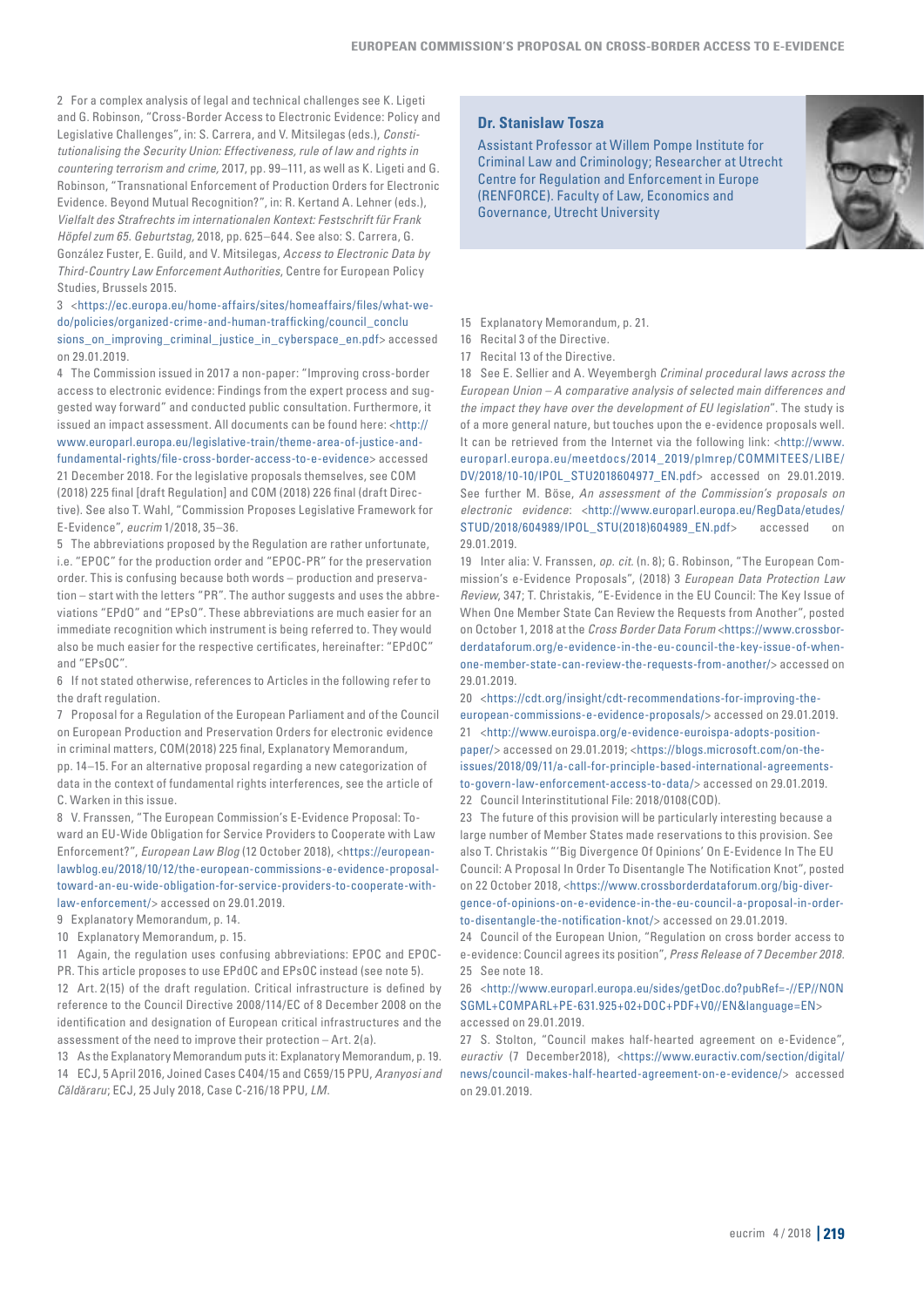2 For a complex analysis of legal and technical challenges see K. Ligeti and G. Robinson, "Cross-Border Access to Electronic Evidence: Policy and Legislative Challenges", in: S. Carrera, and V. Mitsilegas (eds.), *Constitutionalising the Security Union: Effectiveness, rule of law and rights in countering terrorism and crime,* 2017, pp. 99–111, as well as K. Ligeti and G. Robinson, "Transnational Enforcement of Production Orders for Electronic Evidence. Beyond Mutual Recognition?", in: R. Kertand A. Lehner (eds.), *Vielfalt des Strafrechts im internationalen Kontext: Festschrift für Frank Höpfel zum 65. Geburtstag,* 2018, pp. 625–644. See also: S. Carrera, G. González Fuster, E. Guild, and V. Mitsilegas, *Access to Electronic Data by Third-Country Law Enforcement Authorities,* Centre for European Policy Studies, Brussels 2015.

3 <https://ec.europa.eu/home-affairs/sites/homeaffairs/files/what-we-do/policies/organized-crime-and-human-trafficking/council_conclusions_on_improving_criminal_justice_in_cyberspace_en.pdf> accessed on 29.01.2019.

4 The Commission issued in 2017 a non-paper: "Improving cross-border access to electronic evidence: Findings from the expert process and suggested way forward" and conducted public consultation. Furthermore, it issued an impact assessment. All documents can be found here: <http://www.europarl.europa.eu/legislative-train/theme-area-of-justice-and-fundamental-rights/file-cross-border-access-to-e-evidence> accessed 21 December 2018. For the legislative proposals themselves, see COM (2018) 225 final [draft Regulation] and COM (2018) 226 final (draft Directive). See also T. Wahl, "Commission Proposes Legislative Framework for E-Evidence", *eucrim* 1/2018, 35–36.

5 The abbreviations proposed by the Regulation are rather unfortunate, i.e. "EPOC" for the production order and "EPOC-PR" for the preservation order. This is confusing because both words – production and preservation – start with the letters "PR". The author suggests and uses the abbreviations "EPdO" and "EPsO". These abbreviations are much easier for an immediate recognition which instrument is being referred to. They would also be much easier for the respective certificates, hereinafter: "EPdOC" and "EPsOC".

6 If not stated otherwise, references to Articles in the following refer to the draft regulation.

7 Proposal for a Regulation of the European Parliament and of the Council on European Production and Preservation Orders for electronic evidence in criminal matters, COM(2018) 225 final, Explanatory Memorandum, pp. 14–15. For an alternative proposal regarding a new categorization of data in the context of fundamental rights interferences, see the article of C. Warken in this issue.

8 V. Franssen, "The European Commission's E-Evidence Proposal: Toward an EU-Wide Obligation for Service Providers to Cooperate with Law Enforcement?", *European Law Blog* (12 October 2018), <https://europeanlawblog.eu/2018/10/12/the-european-commissions-e-evidence-proposal-toward-an-eu-wide-obligation-for-service-providers-to-cooperate-with-law-enforcement/> accessed on 29.01.2019.

9 Explanatory Memorandum, p. 14.

10 Explanatory Memorandum, p. 15.

11 Again, the regulation uses confusing abbreviations: EPOC and EPOC-PR. This article proposes to use EPdOC and EPsOC instead (see note 5).

12 Art. 2(15) of the draft regulation. Critical infrastructure is defined by reference to the Council Directive 2008/114/EC of 8 December 2008 on the identification and designation of European critical infrastructures and the assessment of the need to improve their protection – Art. 2(a).

13 As the Explanatory Memorandum puts it: Explanatory Memorandum, p. 19.

14 ECJ, 5 April 2016, Joined Cases C404/15 and C659/15 PPU, *Aranyosi and Căldăraru*; ECJ, 25 July 2018, Case C-216/18 PPU, *LM.*

**Dr. Stanislaw Tosza**

Assistant Professor at Willem Pompe Institute for Criminal Law and Criminology; Researcher at Utrecht Centre for Regulation and Enforcement in Europe (RENFORCE). Faculty of Law, Economics and Governance, Utrecht University

15 Explanatory Memorandum, p. 21.

16 Recital 3 of the Directive.

17 Recital 13 of the Directive.

18 See E. Sellier and A. Weyembergh *Criminal procedural laws across the European Union – A comparative analysis of selected main differences and the impact they have over the development of EU legislation*". The study is of a more general nature, but touches upon the e-evidence proposals as well. It can be retrieved from the Internet via the following link: <http://www.europarl.europa.eu/meetdocs/2014_2019/plmrep/COMMITEES/LIBE/DV/2018/10-10/IPOL_STU2018604977_EN.pdf> accessed on 29.01.2019. See further M. Böse, *An assessment of the Commission's proposals on electronic evidence*: <http://www.europarl.europa.eu/RegData/etudes/STUD/2018/604989/IPOL_STU(2018)604989_EN.pdf> accessed on 29.01.2019.

19 Inter alia: V. Franssen, *op. cit.* (n. 8); G. Robinson, "The European Commission's e-Evidence Proposals", (2018) 3 *European Data Protection Law Review*, 347; T. Christakis, "E-Evidence in the EU Council: The Key Issue of When One Member State Can Review the Requests from Another", posted on October 1, 2018 at the *Cross Border Data Forum* <https://www.crossborderdataforum.org/e-evidence-in-the-eu-council-the-key-issue-of-when-one-member-state-can-review-the-requests-from-another/> accessed on 29.01.2019.

20 <https://cdt.org/insight/cdt-recommendations-for-improving-the-european-commissions-e-evidence-proposals/> accessed on 29.01.2019.

21 <http://www.euroispa.org/e-evidence-euroispa-adopts-position-paper/> accessed on 29.01.2019; <https://blogs.microsoft.com/on-the-issues/2018/09/11/a-call-for-principle-based-international-agreements-to-govern-law-enforcement-access-to-data/> accessed on 29.01.2019.

22 Council Interinstitutional File: 2018/0108(COD).

23 The future of this provision will be particularly interesting because a large number of Member States made reservations to this provision. See also T. Christakis "'Big Divergence Of Opinions' On E-Evidence In The EU Council: A Proposal In Order To Disentangle The Notification Knot", posted on 22 October 2018, <https://www.crossborderdataforum.org/big-divergence-of-opinions-on-e-evidence-in-the-eu-council-a-proposal-in-order-to-disentangle-the-notification-knot/> accessed on 29.01.2019.

24 Council of the European Union, "Regulation on cross border access to e-evidence: Council agrees its position", *Press Release of 7 December 2018.*

25 See note 18.

26 <http://www.europarl.europa.eu/sides/getDoc.do?pubRef=-//EP//NONSGML+COMPARL+PE-631.925+02+DOC+PDF+V0//EN&language=EN> accessed on 29.01.2019.

27 S. Stolton, "Council makes half-hearted agreement on e-Evidence", *euractiv* (7 December2018), <https://www.euractiv.com/section/digital/news/council-makes-half-hearted-agreement-on-e-evidence/> accessed on 29.01.2019.